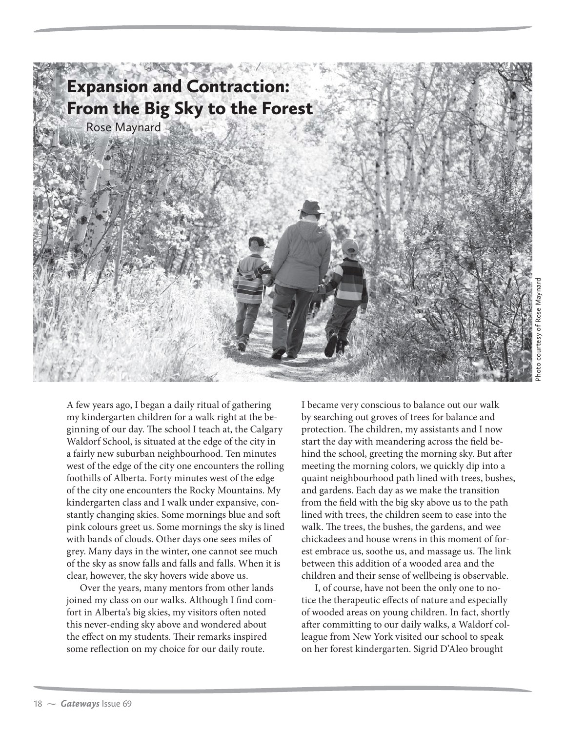# Expansion and Contraction: From the Big Sky to the Forest

Rose Maynard

Photo courtesy of Rose Maynard

A few years ago, I began a daily ritual of gathering my kindergarten children for a walk right at the beginning of our day. The school I teach at, the Calgary Waldorf School, is situated at the edge of the city in a fairly new suburban neighbourhood. Ten minutes west of the edge of the city one encounters the rolling foothills of Alberta. Forty minutes west of the edge of the city one encounters the Rocky Mountains. My kindergarten class and I walk under expansive, constantly changing skies. Some mornings blue and soft pink colours greet us. Some mornings the sky is lined with bands of clouds. Other days one sees miles of grey. Many days in the winter, one cannot see much of the sky as snow falls and falls and falls. When it is clear, however, the sky hovers wide above us.

Over the years, many mentors from other lands joined my class on our walks. Although I find comfort in Alberta's big skies, my visitors often noted this never-ending sky above and wondered about the effect on my students. Their remarks inspired some reflection on my choice for our daily route. I became very conscious to balance out our walk by searching out groves of trees for balance and protection. The children, my assistants and I now start the day with meandering across the field behind the school, greeting the morning sky. But after meeting the morning colors, we quickly dip into a quaint neighbourhood path lined with trees, bushes, and gardens. Each day as we make the transition from the field with the big sky above us to the path lined with trees, the children seem to ease into the walk. The trees, the bushes, the gardens, and wee chickadees and house wrens in this moment of forest embrace us, soothe us, and massage us. The link between this addition of a wooded area and the children and their sense of wellbeing is observable.

I, of course, have not been the only one to notice the therapeutic effects of nature and especially of wooded areas on young children. In fact, shortly after committing to our daily walks, a Waldorf colleague from New York visited our school to speak on her forest kindergarten. Sigrid D'Aleo brought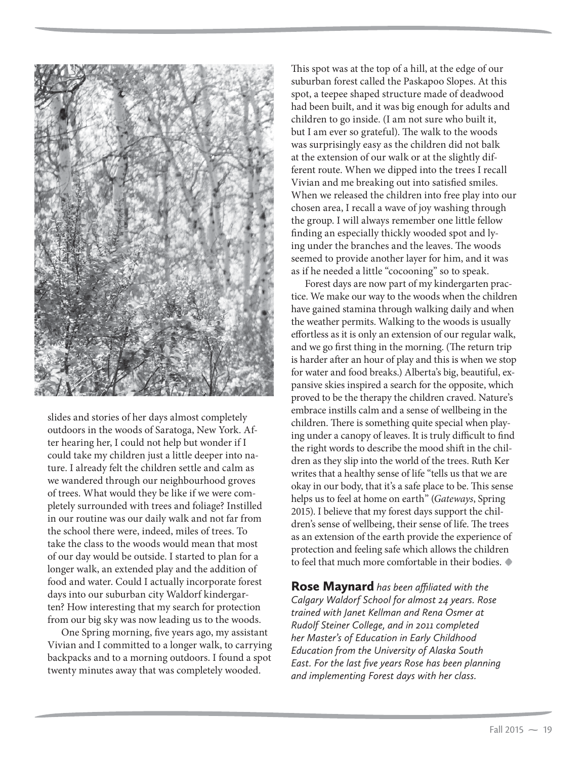slides and stories of her days almost completely outdoors in the woods of Saratoga, New York. After hearing her, I could not help but wonder if I could take my children just a little deeper into nature. I already felt the children settle and calm as we wandered through our neighbourhood groves of trees. What would they be like if we were completely surrounded with trees and foliage? Instilled in our routine was our daily walk and not far from the school there were, indeed, miles of trees. To take the class to the woods would mean that most of our day would be outside. I started to plan for a longer walk, an extended play and the addition of food and water. Could I actually incorporate forest days into our suburban city Waldorf kindergarten? How interesting that my search for protection from our big sky was now leading us to the woods.

One Spring morning, five years ago, my assistant Vivian and I committed to a longer walk, to carrying backpacks and to a morning outdoors. I found a spot twenty minutes away that was completely wooded. This spot was at the top of a hill, at the edge of our suburban forest called the Paskapoo Slopes. At this spot, a teepee shaped structure made of deadwood had been built, and it was big enough for adults and children to go inside. (I am not sure who built it, but I am ever so grateful). The walk to the woods was surprisingly easy as the children did not balk at the extension of our walk or at the slightly different route. When we dipped into the trees I recall Vivian and me breaking out into satisfied smiles. When we released the children into free play into our chosen area, I recall a wave of joy washing through the group. I will always remember one little fellow finding an especially thickly wooded spot and lying under the branches and the leaves. The woods seemed to provide another layer for him, and it was as if he needed a little "cocooning" so to speak.

Forest days are now part of my kindergarten practice. We make our way to the woods when the children have gained stamina through walking daily and when the weather permits. Walking to the woods is usually effortless as it is only an extension of our regular walk, and we go first thing in the morning. (The return trip is harder after an hour of play and this is when we stop for water and food breaks.) Alberta's big, beautiful, expansive skies inspired a search for the opposite, which proved to be the therapy the children craved. Nature's embrace instills calm and a sense of wellbeing in the children. There is something quite special when playing under a canopy of leaves. It is truly difficult to find the right words to describe the mood shift in the children as they slip into the world of the trees. Ruth Ker writes that a healthy sense of life "tells us that we are okay in our body, that it's a safe place to be. This sense helps us to feel at home on earth" (*Gateways*, Spring 2015). I believe that my forest days support the children's sense of wellbeing, their sense of life. The trees as an extension of the earth provide the experience of protection and feeling safe which allows the children to feel that much more comfortable in their bodies. ◆

**Rose Maynard** *has been affiliated with the Calgary Waldorf School for almost 24 years. Rose trained with Janet Kellman and Rena Osmer at Rudolf Steiner College, and in 2011 completed her Master's of Education in Early Childhood Education from the University of Alaska South East. For the last five years Rose has been planning and implementing Forest days with her class.*